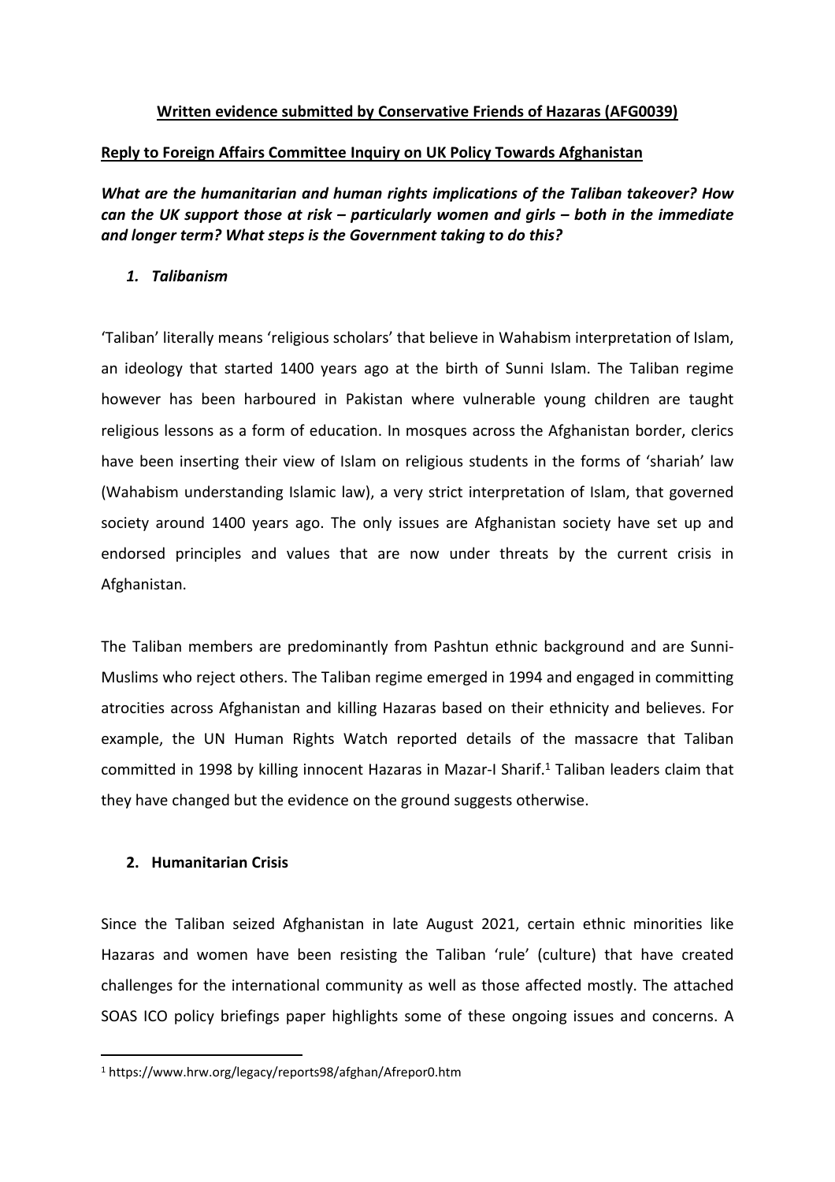**Written evidence submitted by Conservative Friends of Hazaras (AFG0039)**

**Reply to Foreign Affairs Committee Inquiry on UK Policy Towards Afghanistan**

***What are the humanitarian and human rights implications of the Taliban takeover? How can the UK support those at risk – particularly women and girls – both in the immediate and longer term? What steps is the Government taking to do this?***

## *1. Talibanism*

'Taliban' literally means 'religious scholars' that believe in Wahabism interpretation of Islam, an ideology that started 1400 years ago at the birth of Sunni Islam. The Taliban regime however has been harboured in Pakistan where vulnerable young children are taught religious lessons as a form of education. In mosques across the Afghanistan border, clerics have been inserting their view of Islam on religious students in the forms of 'shariah' law (Wahabism understanding Islamic law), a very strict interpretation of Islam, that governed society around 1400 years ago. The only issues are Afghanistan society have set up and endorsed principles and values that are now under threats by the current crisis in Afghanistan.

The Taliban members are predominantly from Pashtun ethnic background and are Sunni-Muslims who reject others. The Taliban regime emerged in 1994 and engaged in committing atrocities across Afghanistan and killing Hazaras based on their ethnicity and believes. For example, the UN Human Rights Watch reported details of the massacre that Taliban committed in 1998 by killing innocent Hazaras in Mazar-I Sharif.[1] Taliban leaders claim that they have changed but the evidence on the ground suggests otherwise.

## 2. Humanitarian Crisis

Since the Taliban seized Afghanistan in late August 2021, certain ethnic minorities like Hazaras and women have been resisting the Taliban 'rule' (culture) that have created challenges for the international community as well as those affected mostly. The attached SOAS ICO policy briefings paper highlights some of these ongoing issues and concerns. A

---

[1] https://www.hrw.org/legacy/reports98/afghan/Afrepor0.htm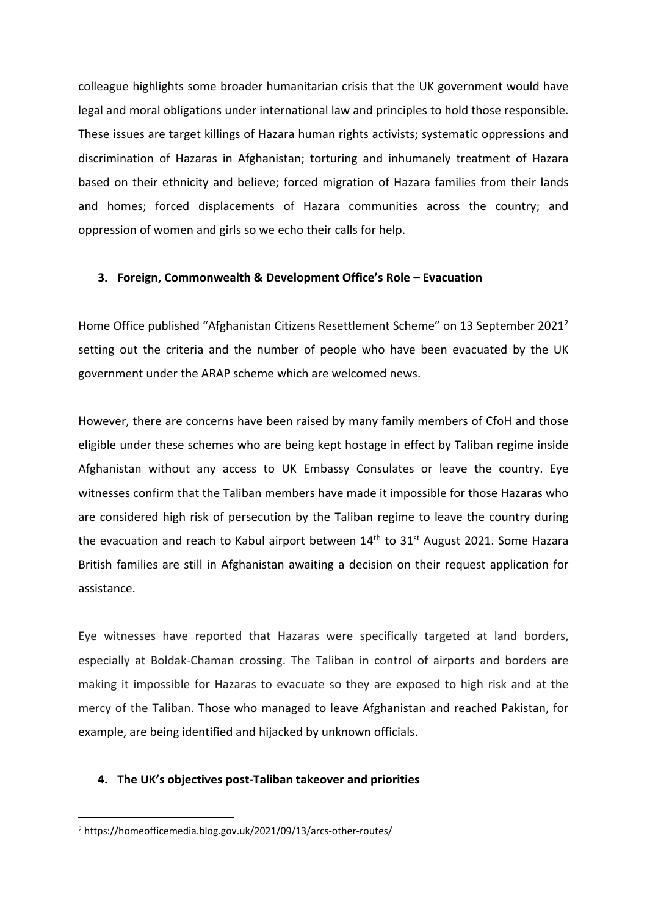colleague highlights some broader humanitarian crisis that the UK government would have legal and moral obligations under international law and principles to hold those responsible. These issues are target killings of Hazara human rights activists; systematic oppressions and discrimination of Hazaras in Afghanistan; torturing and inhumanely treatment of Hazara based on their ethnicity and believe; forced migration of Hazara families from their lands and homes; forced displacements of Hazara communities across the country; and oppression of women and girls so we echo their calls for help.

## 3. Foreign, Commonwealth & Development Office's Role – Evacuation

Home Office published "Afghanistan Citizens Resettlement Scheme" on 13 September 2021[2] setting out the criteria and the number of people who have been evacuated by the UK government under the ARAP scheme which are welcomed news.

However, there are concerns have been raised by many family members of CfoH and those eligible under these schemes who are being kept hostage in effect by Taliban regime inside Afghanistan without any access to UK Embassy Consulates or leave the country. Eye witnesses confirm that the Taliban members have made it impossible for those Hazaras who are considered high risk of persecution by the Taliban regime to leave the country during the evacuation and reach to Kabul airport between 14th to 31st August 2021. Some Hazara British families are still in Afghanistan awaiting a decision on their request application for assistance.

Eye witnesses have reported that Hazaras were specifically targeted at land borders, especially at Boldak-Chaman crossing. The Taliban in control of airports and borders are making it impossible for Hazaras to evacuate so they are exposed to high risk and at the mercy of the Taliban. Those who managed to leave Afghanistan and reached Pakistan, for example, are being identified and hijacked by unknown officials.

## 4. The UK's objectives post-Taliban takeover and priorities

[2] https://homeofficemedia.blog.gov.uk/2021/09/13/arcs-other-routes/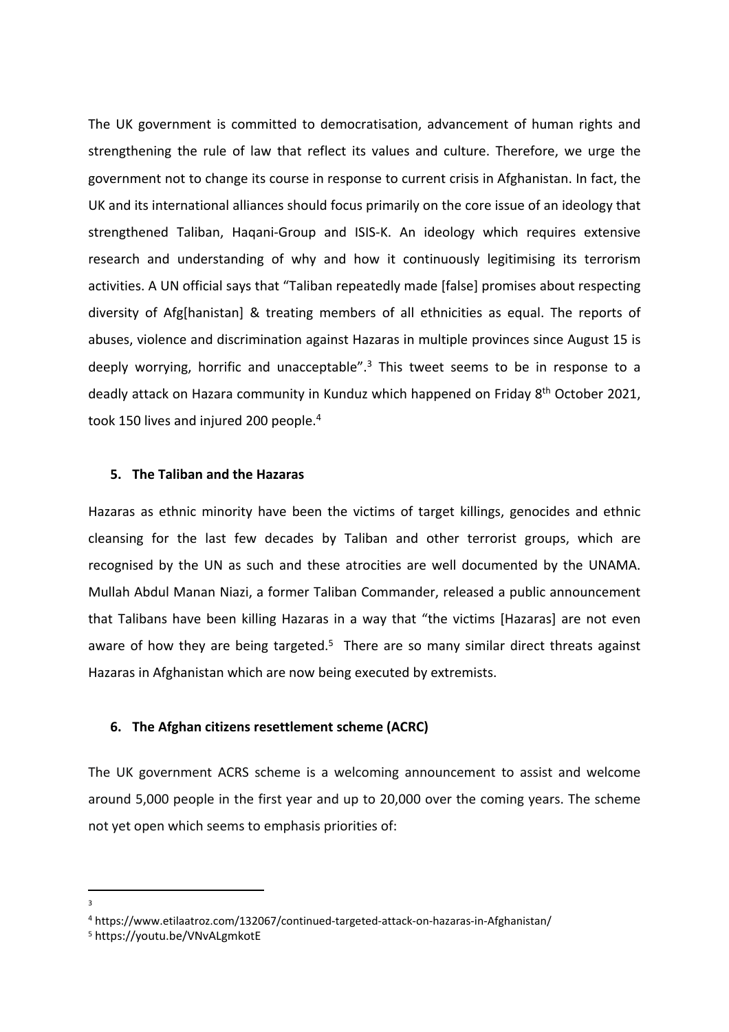The UK government is committed to democratisation, advancement of human rights and strengthening the rule of law that reflect its values and culture. Therefore, we urge the government not to change its course in response to current crisis in Afghanistan. In fact, the UK and its international alliances should focus primarily on the core issue of an ideology that strengthened Taliban, Haqani-Group and ISIS-K. An ideology which requires extensive research and understanding of why and how it continuously legitimising its terrorism activities. A UN official says that "Taliban repeatedly made [false] promises about respecting diversity of Afg[hanistan] & treating members of all ethnicities as equal. The reports of abuses, violence and discrimination against Hazaras in multiple provinces since August 15 is deeply worrying, horrific and unacceptable".[3] This tweet seems to be in response to a deadly attack on Hazara community in Kunduz which happened on Friday 8th October 2021, took 150 lives and injured 200 people.[4]

## 5. The Taliban and the Hazaras

Hazaras as ethnic minority have been the victims of target killings, genocides and ethnic cleansing for the last few decades by Taliban and other terrorist groups, which are recognised by the UN as such and these atrocities are well documented by the UNAMA. Mullah Abdul Manan Niazi, a former Taliban Commander, released a public announcement that Talibans have been killing Hazaras in a way that "the victims [Hazaras] are not even aware of how they are being targeted.[5] There are so many similar direct threats against Hazaras in Afghanistan which are now being executed by extremists.

## 6. The Afghan citizens resettlement scheme (ACRC)

The UK government ACRS scheme is a welcoming announcement to assist and welcome around 5,000 people in the first year and up to 20,000 over the coming years. The scheme not yet open which seems to emphasis priorities of:

---

[3]

[4] https://www.etilaatroz.com/132067/continued-targeted-attack-on-hazaras-in-Afghanistan/

[5] https://youtu.be/VNvALgmkotE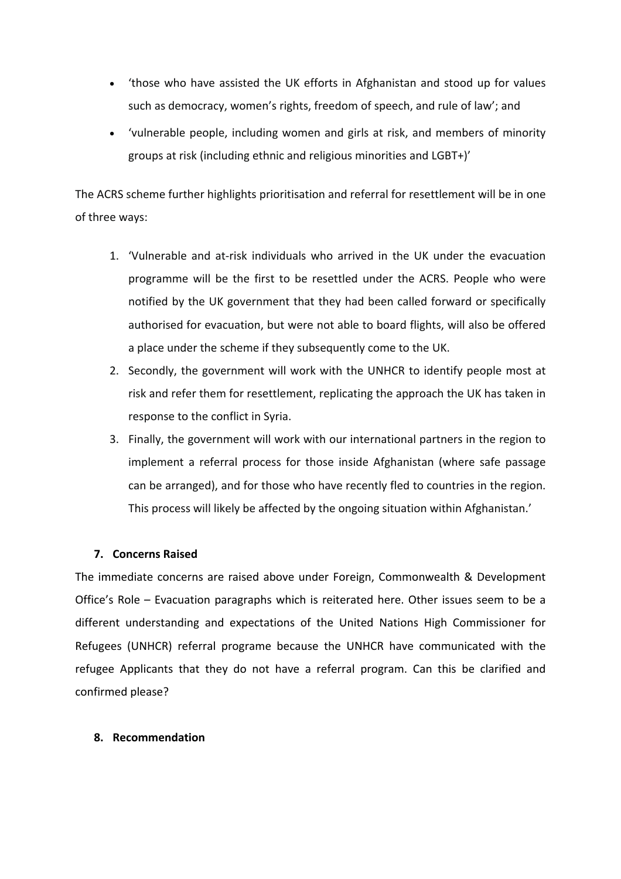- 'those who have assisted the UK efforts in Afghanistan and stood up for values such as democracy, women's rights, freedom of speech, and rule of law'; and
- 'vulnerable people, including women and girls at risk, and members of minority groups at risk (including ethnic and religious minorities and LGBT+)'

The ACRS scheme further highlights prioritisation and referral for resettlement will be in one of three ways:

1. 'Vulnerable and at-risk individuals who arrived in the UK under the evacuation programme will be the first to be resettled under the ACRS. People who were notified by the UK government that they had been called forward or specifically authorised for evacuation, but were not able to board flights, will also be offered a place under the scheme if they subsequently come to the UK.
2. Secondly, the government will work with the UNHCR to identify people most at risk and refer them for resettlement, replicating the approach the UK has taken in response to the conflict in Syria.
3. Finally, the government will work with our international partners in the region to implement a referral process for those inside Afghanistan (where safe passage can be arranged), and for those who have recently fled to countries in the region. This process will likely be affected by the ongoing situation within Afghanistan.'

## 7. Concerns Raised

The immediate concerns are raised above under Foreign, Commonwealth & Development Office's Role – Evacuation paragraphs which is reiterated here. Other issues seem to be a different understanding and expectations of the United Nations High Commissioner for Refugees (UNHCR) referral programe because the UNHCR have communicated with the refugee Applicants that they do not have a referral program. Can this be clarified and confirmed please?

## 8. Recommendation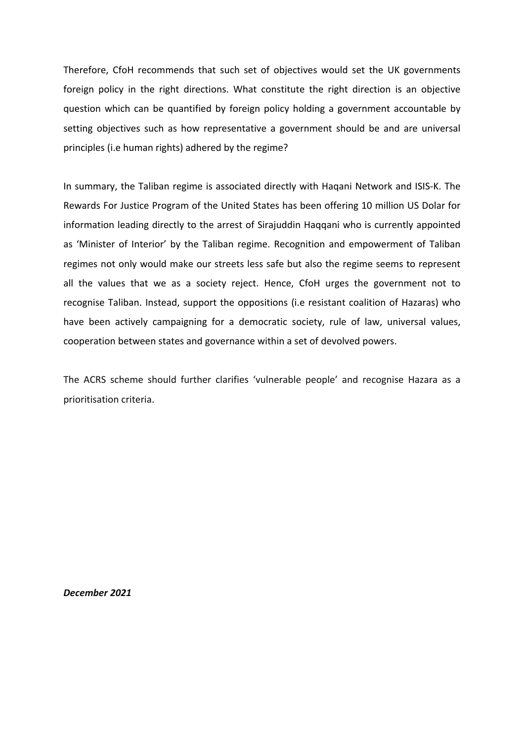Therefore, CfoH recommends that such set of objectives would set the UK governments foreign policy in the right directions. What constitute the right direction is an objective question which can be quantified by foreign policy holding a government accountable by setting objectives such as how representative a government should be and are universal principles (i.e human rights) adhered by the regime?

In summary, the Taliban regime is associated directly with Haqani Network and ISIS-K. The Rewards For Justice Program of the United States has been offering 10 million US Dolar for information leading directly to the arrest of Sirajuddin Haqqani who is currently appointed as 'Minister of Interior' by the Taliban regime. Recognition and empowerment of Taliban regimes not only would make our streets less safe but also the regime seems to represent all the values that we as a society reject. Hence, CfoH urges the government not to recognise Taliban. Instead, support the oppositions (i.e resistant coalition of Hazaras) who have been actively campaigning for a democratic society, rule of law, universal values, cooperation between states and governance within a set of devolved powers.

The ACRS scheme should further clarifies 'vulnerable people' and recognise Hazara as a prioritisation criteria.

***December 2021***